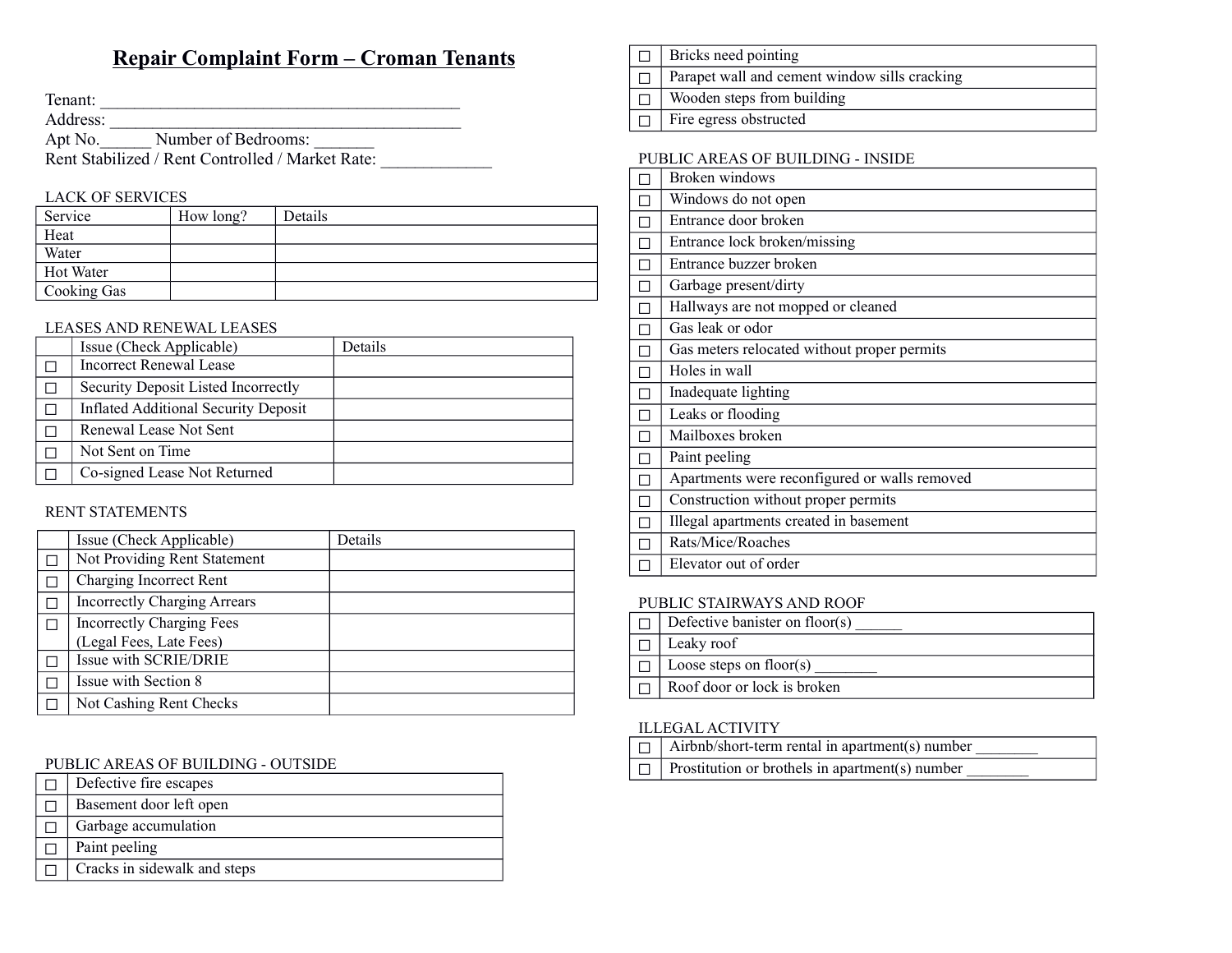# Repair Complaint Form – Croman Tenants

Tenant: ___________________________________________
Address: __________________________________________
Apt No.______ Number of Bedrooms: _______
Rent Stabilized / Rent Controlled / Market Rate: _____________

LACK OF SERVICES

| Service | How long? | Details |
|---|---|---|
| Heat | | |
| Water | | |
| Hot Water | | |
| Cooking Gas | | |

LEASES AND RENEWAL LEASES

| | Issue (Check Applicable) | Details |
|---|---|---|
| ☐ | Incorrect Renewal Lease | |
| ☐ | Security Deposit Listed Incorrectly | |
| ☐ | Inflated Additional Security Deposit | |
| ☐ | Renewal Lease Not Sent | |
| ☐ | Not Sent on Time | |
| ☐ | Co-signed Lease Not Returned | |

RENT STATEMENTS

| | Issue (Check Applicable) | Details |
|---|---|---|
| ☐ | Not Providing Rent Statement | |
| ☐ | Charging Incorrect Rent | |
| ☐ | Incorrectly Charging Arrears | |
| ☐ | Incorrectly Charging Fees (Legal Fees, Late Fees) | |
| ☐ | Issue with SCRIE/DRIE | |
| ☐ | Issue with Section 8 | |
| ☐ | Not Cashing Rent Checks | |

PUBLIC AREAS OF BUILDING - OUTSIDE

| | |
|---|---|
| ☐ | Defective fire escapes |
| ☐ | Basement door left open |
| ☐ | Garbage accumulation |
| ☐ | Paint peeling |
| ☐ | Cracks in sidewalk and steps |
| ☐ | Bricks need pointing |
| ☐ | Parapet wall and cement window sills cracking |
| ☐ | Wooden steps from building |
| ☐ | Fire egress obstructed |

PUBLIC AREAS OF BUILDING - INSIDE

| | |
|---|---|
| ☐ | Broken windows |
| ☐ | Windows do not open |
| ☐ | Entrance door broken |
| ☐ | Entrance lock broken/missing |
| ☐ | Entrance buzzer broken |
| ☐ | Garbage present/dirty |
| ☐ | Hallways are not mopped or cleaned |
| ☐ | Gas leak or odor |
| ☐ | Gas meters relocated without proper permits |
| ☐ | Holes in wall |
| ☐ | Inadequate lighting |
| ☐ | Leaks or flooding |
| ☐ | Mailboxes broken |
| ☐ | Paint peeling |
| ☐ | Apartments were reconfigured or walls removed |
| ☐ | Construction without proper permits |
| ☐ | Illegal apartments created in basement |
| ☐ | Rats/Mice/Roaches |
| ☐ | Elevator out of order |

PUBLIC STAIRWAYS AND ROOF

| | |
|---|---|
| ☐ | Defective banister on floor(s) ______ |
| ☐ | Leaky roof |
| ☐ | Loose steps on floor(s) ________ |
| ☐ | Roof door or lock is broken |

ILLEGAL ACTIVITY

| | |
|---|---|
| ☐ | Airbnb/short-term rental in apartment(s) number ________ |
| ☐ | Prostitution or brothels in apartment(s) number ________ |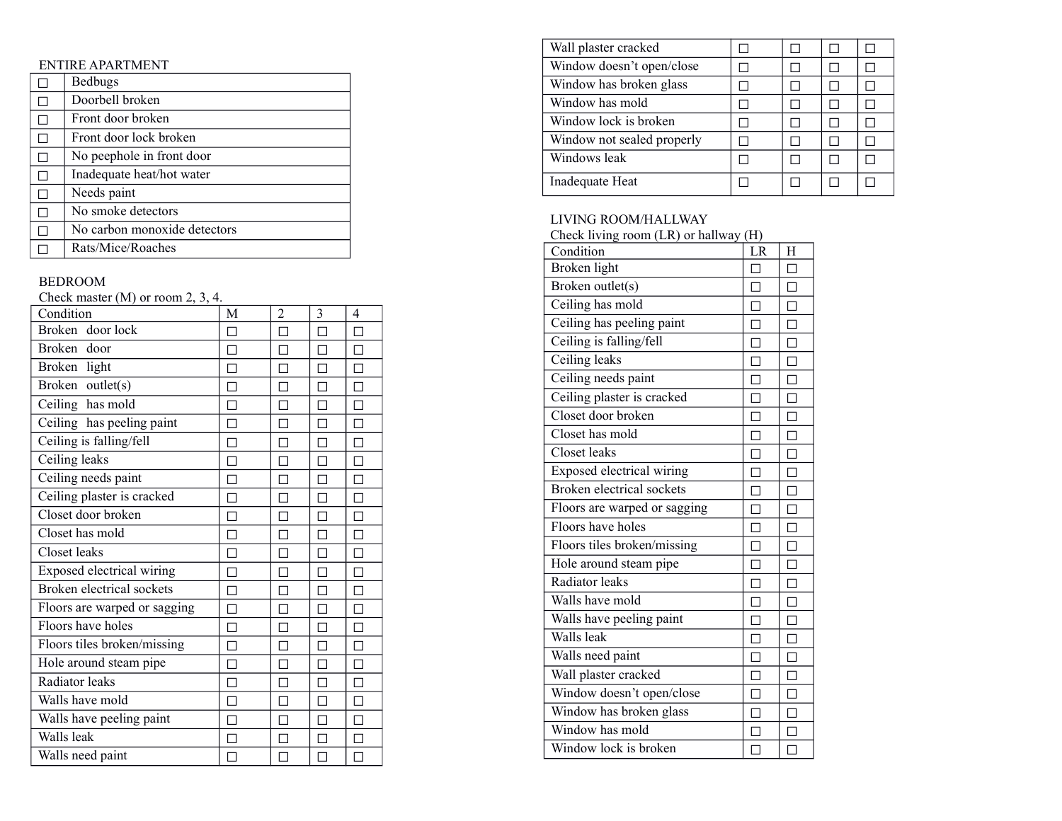## ENTIRE APARTMENT

| | |
|---|---|
| ☐ | Bedbugs |
| ☐ | Doorbell broken |
| ☐ | Front door broken |
| ☐ | Front door lock broken |
| ☐ | No peephole in front door |
| ☐ | Inadequate heat/hot water |
| ☐ | Needs paint |
| ☐ | No smoke detectors |
| ☐ | No carbon monoxide detectors |
| ☐ | Rats/Mice/Roaches |

## BEDROOM

Check master (M) or room 2, 3, 4.

| Condition | M | 2 | 3 | 4 |
|---|---|---|---|---|
| Broken door lock | ☐ | ☐ | ☐ | ☐ |
| Broken door | ☐ | ☐ | ☐ | ☐ |
| Broken light | ☐ | ☐ | ☐ | ☐ |
| Broken outlet(s) | ☐ | ☐ | ☐ | ☐ |
| Ceiling has mold | ☐ | ☐ | ☐ | ☐ |
| Ceiling has peeling paint | ☐ | ☐ | ☐ | ☐ |
| Ceiling is falling/fell | ☐ | ☐ | ☐ | ☐ |
| Ceiling leaks | ☐ | ☐ | ☐ | ☐ |
| Ceiling needs paint | ☐ | ☐ | ☐ | ☐ |
| Ceiling plaster is cracked | ☐ | ☐ | ☐ | ☐ |
| Closet door broken | ☐ | ☐ | ☐ | ☐ |
| Closet has mold | ☐ | ☐ | ☐ | ☐ |
| Closet leaks | ☐ | ☐ | ☐ | ☐ |
| Exposed electrical wiring | ☐ | ☐ | ☐ | ☐ |
| Broken electrical sockets | ☐ | ☐ | ☐ | ☐ |
| Floors are warped or sagging | ☐ | ☐ | ☐ | ☐ |
| Floors have holes | ☐ | ☐ | ☐ | ☐ |
| Floors tiles broken/missing | ☐ | ☐ | ☐ | ☐ |
| Hole around steam pipe | ☐ | ☐ | ☐ | ☐ |
| Radiator leaks | ☐ | ☐ | ☐ | ☐ |
| Walls have mold | ☐ | ☐ | ☐ | ☐ |
| Walls have peeling paint | ☐ | ☐ | ☐ | ☐ |
| Walls leak | ☐ | ☐ | ☐ | ☐ |
| Walls need paint | ☐ | ☐ | ☐ | ☐ |
| Wall plaster cracked | ☐ | ☐ | ☐ | ☐ |
| Window doesn't open/close | ☐ | ☐ | ☐ | ☐ |
| Window has broken glass | ☐ | ☐ | ☐ | ☐ |
| Window has mold | ☐ | ☐ | ☐ | ☐ |
| Window lock is broken | ☐ | ☐ | ☐ | ☐ |
| Window not sealed properly | ☐ | ☐ | ☐ | ☐ |
| Windows leak | ☐ | ☐ | ☐ | ☐ |
| Inadequate Heat | ☐ | ☐ | ☐ | ☐ |

## LIVING ROOM/HALLWAY

Check living room (LR) or hallway (H)

| Condition | LR | H |
|---|---|---|
| Broken light | ☐ | ☐ |
| Broken outlet(s) | ☐ | ☐ |
| Ceiling has mold | ☐ | ☐ |
| Ceiling has peeling paint | ☐ | ☐ |
| Ceiling is falling/fell | ☐ | ☐ |
| Ceiling leaks | ☐ | ☐ |
| Ceiling needs paint | ☐ | ☐ |
| Ceiling plaster is cracked | ☐ | ☐ |
| Closet door broken | ☐ | ☐ |
| Closet has mold | ☐ | ☐ |
| Closet leaks | ☐ | ☐ |
| Exposed electrical wiring | ☐ | ☐ |
| Broken electrical sockets | ☐ | ☐ |
| Floors are warped or sagging | ☐ | ☐ |
| Floors have holes | ☐ | ☐ |
| Floors tiles broken/missing | ☐ | ☐ |
| Hole around steam pipe | ☐ | ☐ |
| Radiator leaks | ☐ | ☐ |
| Walls have mold | ☐ | ☐ |
| Walls have peeling paint | ☐ | ☐ |
| Walls leak | ☐ | ☐ |
| Walls need paint | ☐ | ☐ |
| Wall plaster cracked | ☐ | ☐ |
| Window doesn't open/close | ☐ | ☐ |
| Window has broken glass | ☐ | ☐ |
| Window has mold | ☐ | ☐ |
| Window lock is broken | ☐ | ☐ |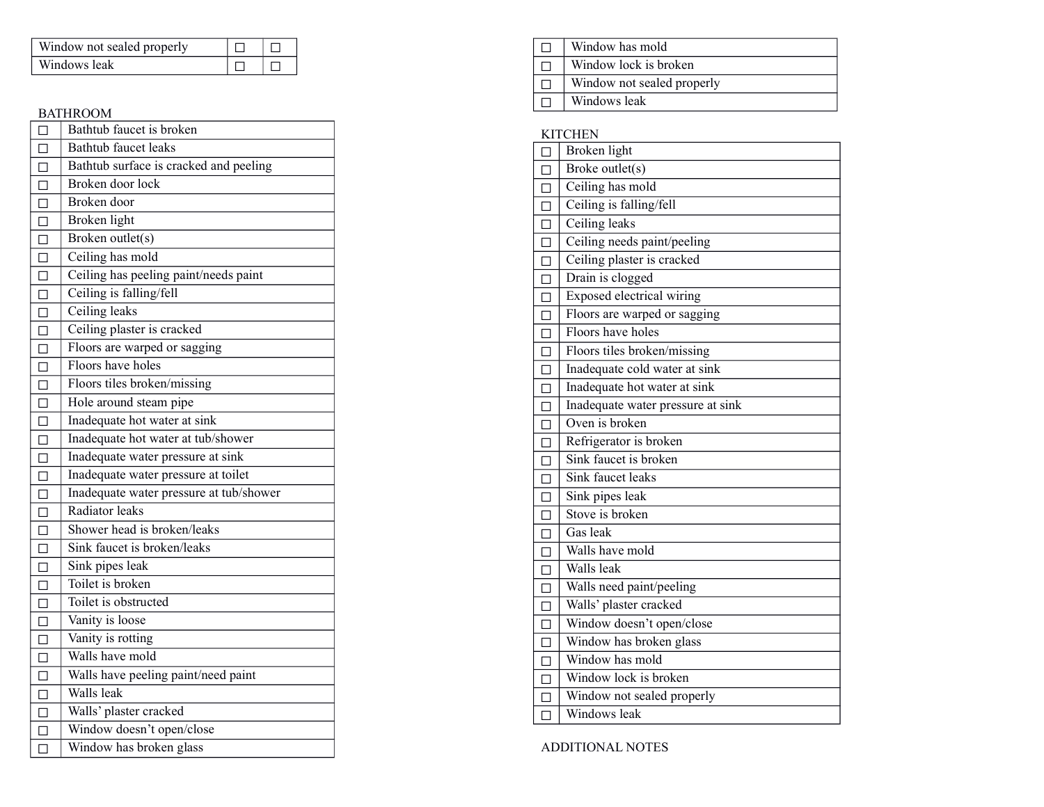| | | |
|---|---|---|
| Window not sealed properly | ☐ | ☐ |
| Windows leak | ☐ | ☐ |

BATHROOM

| | |
|---|---|
| ☐ | Bathtub faucet is broken |
| ☐ | Bathtub faucet leaks |
| ☐ | Bathtub surface is cracked and peeling |
| ☐ | Broken door lock |
| ☐ | Broken door |
| ☐ | Broken light |
| ☐ | Broken outlet(s) |
| ☐ | Ceiling has mold |
| ☐ | Ceiling has peeling paint/needs paint |
| ☐ | Ceiling is falling/fell |
| ☐ | Ceiling leaks |
| ☐ | Ceiling plaster is cracked |
| ☐ | Floors are warped or sagging |
| ☐ | Floors have holes |
| ☐ | Floors tiles broken/missing |
| ☐ | Hole around steam pipe |
| ☐ | Inadequate hot water at sink |
| ☐ | Inadequate hot water at tub/shower |
| ☐ | Inadequate water pressure at sink |
| ☐ | Inadequate water pressure at toilet |
| ☐ | Inadequate water pressure at tub/shower |
| ☐ | Radiator leaks |
| ☐ | Shower head is broken/leaks |
| ☐ | Sink faucet is broken/leaks |
| ☐ | Sink pipes leak |
| ☐ | Toilet is broken |
| ☐ | Toilet is obstructed |
| ☐ | Vanity is loose |
| ☐ | Vanity is rotting |
| ☐ | Walls have mold |
| ☐ | Walls have peeling paint/need paint |
| ☐ | Walls leak |
| ☐ | Walls' plaster cracked |
| ☐ | Window doesn't open/close |
| ☐ | Window has broken glass |
| ☐ | Window has mold |
| ☐ | Window lock is broken |
| ☐ | Window not sealed properly |
| ☐ | Windows leak |

KITCHEN

| | |
|---|---|
| ☐ | Broken light |
| ☐ | Broke outlet(s) |
| ☐ | Ceiling has mold |
| ☐ | Ceiling is falling/fell |
| ☐ | Ceiling leaks |
| ☐ | Ceiling needs paint/peeling |
| ☐ | Ceiling plaster is cracked |
| ☐ | Drain is clogged |
| ☐ | Exposed electrical wiring |
| ☐ | Floors are warped or sagging |
| ☐ | Floors have holes |
| ☐ | Floors tiles broken/missing |
| ☐ | Inadequate cold water at sink |
| ☐ | Inadequate hot water at sink |
| ☐ | Inadequate water pressure at sink |
| ☐ | Oven is broken |
| ☐ | Refrigerator is broken |
| ☐ | Sink faucet is broken |
| ☐ | Sink faucet leaks |
| ☐ | Sink pipes leak |
| ☐ | Stove is broken |
| ☐ | Gas leak |
| ☐ | Walls have mold |
| ☐ | Walls leak |
| ☐ | Walls need paint/peeling |
| ☐ | Walls' plaster cracked |
| ☐ | Window doesn't open/close |
| ☐ | Window has broken glass |
| ☐ | Window has mold |
| ☐ | Window lock is broken |
| ☐ | Window not sealed properly |
| ☐ | Windows leak |

ADDITIONAL NOTES